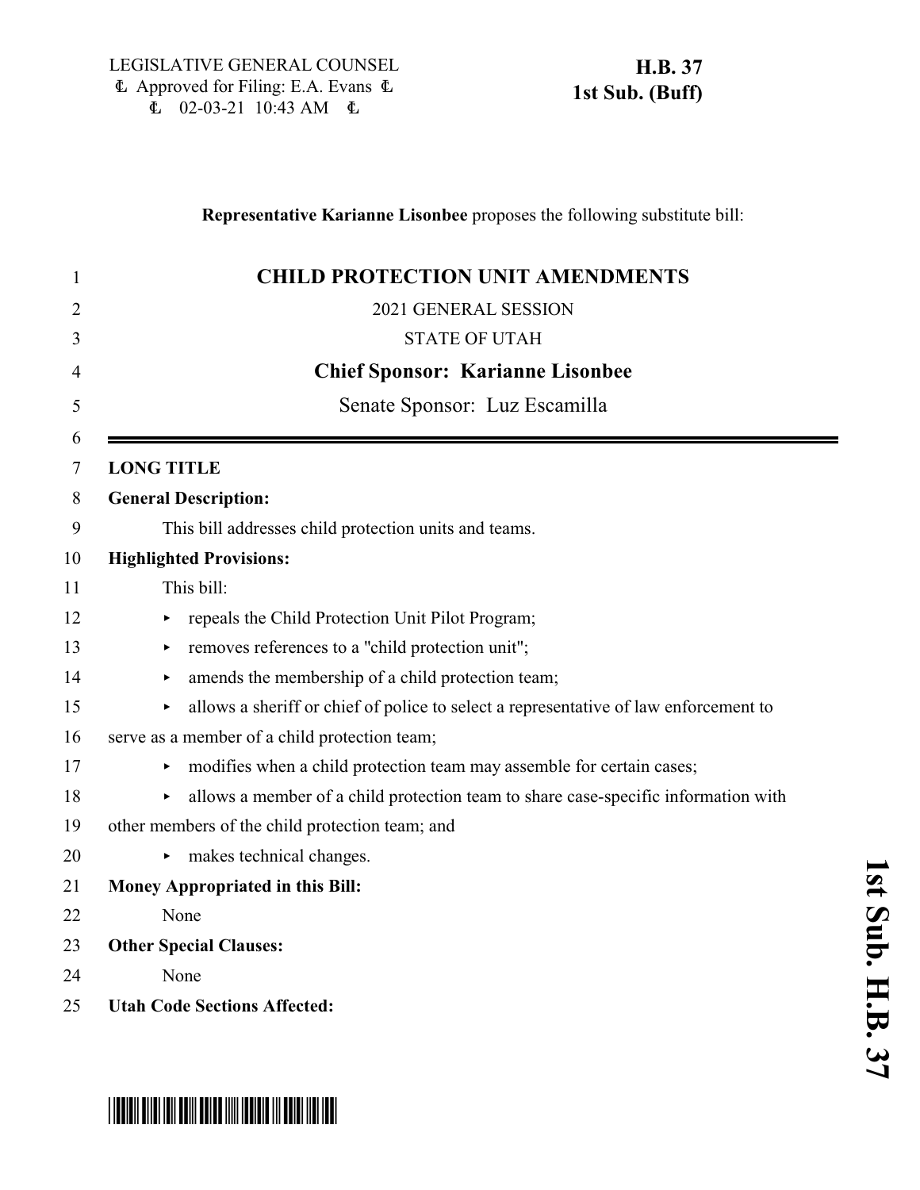LEGISLATIVE GENERAL COUNSEL
Ⱡ Approved for Filing: E.A. Evans Ⱡ
Ⱡ 02-03-21 10:43 AM Ⱡ

**H.B. 37**
**1st Sub. (Buff)**

**Representative Karianne Lisonbee** proposes the following substitute bill:

# CHILD PROTECTION UNIT AMENDMENTS

2021 GENERAL SESSION

STATE OF UTAH

**Chief Sponsor: Karianne Lisonbee**

Senate Sponsor: Luz Escamilla

---

**LONG TITLE**

**General Description:**

This bill addresses child protection units and teams.

**Highlighted Provisions:**

This bill:

- repeals the Child Protection Unit Pilot Program;
- removes references to a "child protection unit";
- amends the membership of a child protection team;
- allows a sheriff or chief of police to select a representative of law enforcement to serve as a member of a child protection team;
- modifies when a child protection team may assemble for certain cases;
- allows a member of a child protection team to share case-specific information with other members of the child protection team; and
- makes technical changes.

**Money Appropriated in this Bill:**

None

**Other Special Clauses:**

None

**Utah Code Sections Affected:**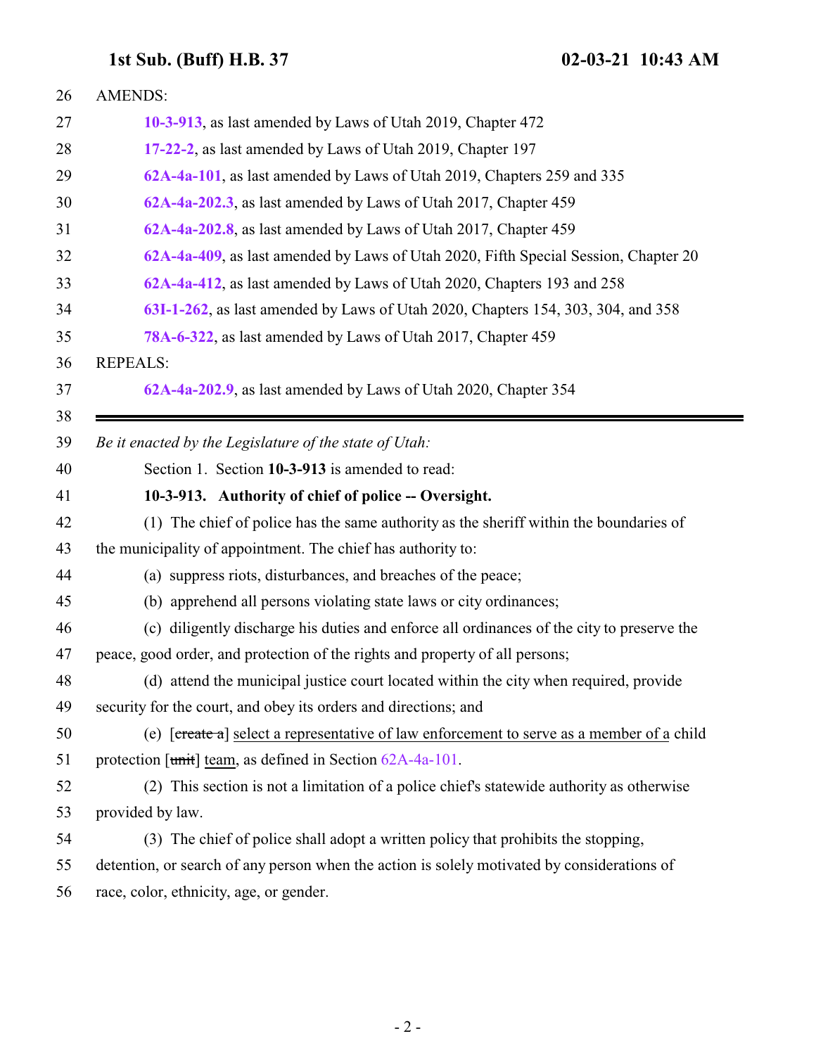AMENDS:

**10-3-913**, as last amended by Laws of Utah 2019, Chapter 472

**17-22-2**, as last amended by Laws of Utah 2019, Chapter 197

**62A-4a-101**, as last amended by Laws of Utah 2019, Chapters 259 and 335

**62A-4a-202.3**, as last amended by Laws of Utah 2017, Chapter 459

**62A-4a-202.8**, as last amended by Laws of Utah 2017, Chapter 459

**62A-4a-409**, as last amended by Laws of Utah 2020, Fifth Special Session, Chapter 20

**62A-4a-412**, as last amended by Laws of Utah 2020, Chapters 193 and 258

**63I-1-262**, as last amended by Laws of Utah 2020, Chapters 154, 303, 304, and 358

**78A-6-322**, as last amended by Laws of Utah 2017, Chapter 459

REPEALS:

**62A-4a-202.9**, as last amended by Laws of Utah 2020, Chapter 354

---

*Be it enacted by the Legislature of the state of Utah:*

Section 1. Section **10-3-913** is amended to read:

**10-3-913. Authority of chief of police -- Oversight.**

(1) The chief of police has the same authority as the sheriff within the boundaries of the municipality of appointment. The chief has authority to:

(a) suppress riots, disturbances, and breaches of the peace;

(b) apprehend all persons violating state laws or city ordinances;

(c) diligently discharge his duties and enforce all ordinances of the city to preserve the peace, good order, and protection of the rights and property of all persons;

(d) attend the municipal justice court located within the city when required, provide security for the court, and obey its orders and directions; and

(e) [~~create a~~] select a representative of law enforcement to serve as a member of a child protection [~~unit~~] team, as defined in Section 62A-4a-101.

(2) This section is not a limitation of a police chief's statewide authority as otherwise provided by law.

(3) The chief of police shall adopt a written policy that prohibits the stopping, detention, or search of any person when the action is solely motivated by considerations of race, color, ethnicity, age, or gender.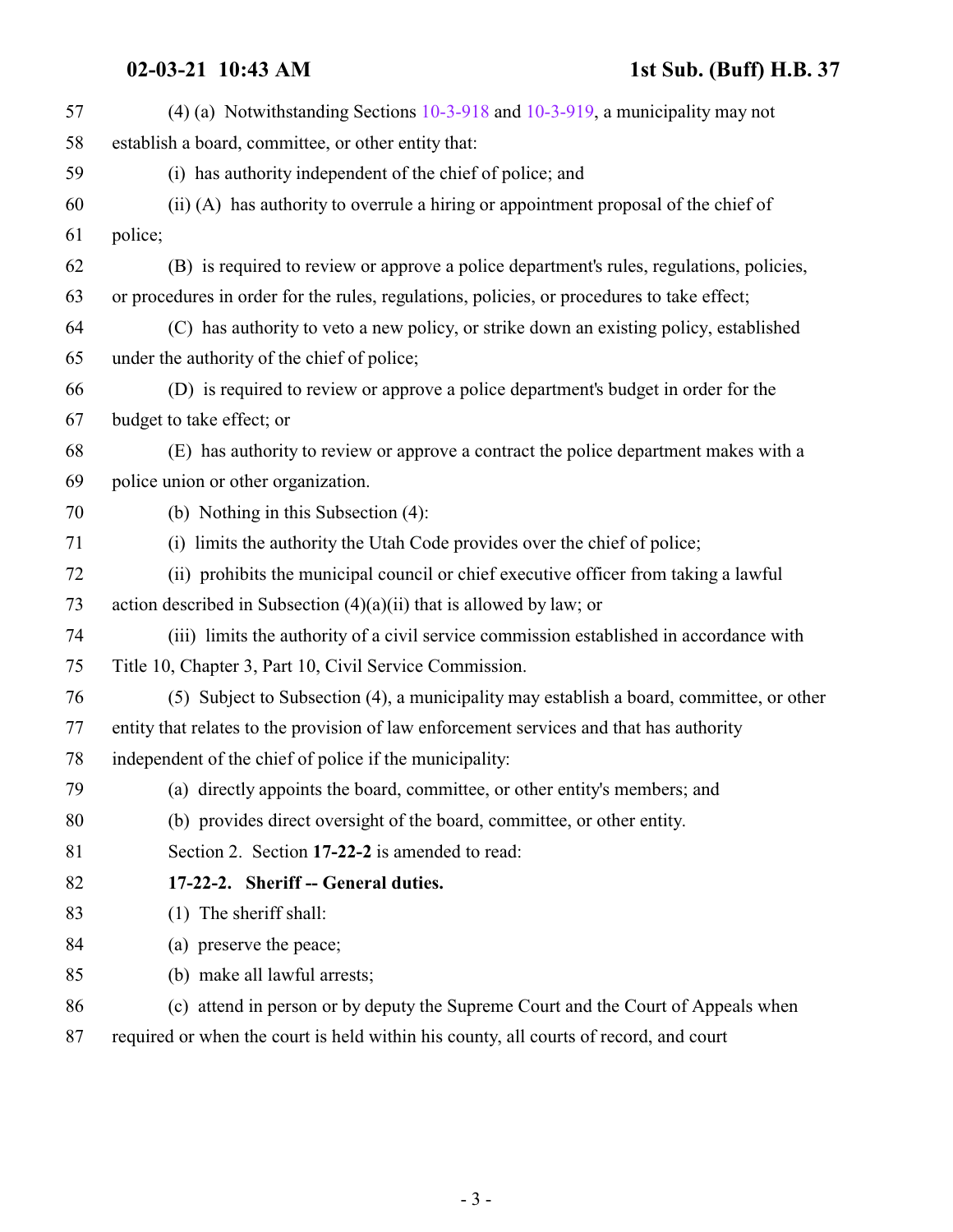(4) (a) Notwithstanding Sections 10-3-918 and 10-3-919, a municipality may not establish a board, committee, or other entity that:

(i) has authority independent of the chief of police; and

(ii) (A) has authority to overrule a hiring or appointment proposal of the chief of police;

(B) is required to review or approve a police department's rules, regulations, policies, or procedures in order for the rules, regulations, policies, or procedures to take effect;

(C) has authority to veto a new policy, or strike down an existing policy, established under the authority of the chief of police;

(D) is required to review or approve a police department's budget in order for the budget to take effect; or

(E) has authority to review or approve a contract the police department makes with a police union or other organization.

(b) Nothing in this Subsection (4):

(i) limits the authority the Utah Code provides over the chief of police;

(ii) prohibits the municipal council or chief executive officer from taking a lawful action described in Subsection (4)(a)(ii) that is allowed by law; or

(iii) limits the authority of a civil service commission established in accordance with Title 10, Chapter 3, Part 10, Civil Service Commission.

(5) Subject to Subsection (4), a municipality may establish a board, committee, or other entity that relates to the provision of law enforcement services and that has authority independent of the chief of police if the municipality:

(a) directly appoints the board, committee, or other entity's members; and

(b) provides direct oversight of the board, committee, or other entity.

Section 2. Section **17-22-2** is amended to read:

**17-22-2. Sheriff -- General duties.**

(1) The sheriff shall:

(a) preserve the peace;

(b) make all lawful arrests;

(c) attend in person or by deputy the Supreme Court and the Court of Appeals when required or when the court is held within his county, all courts of record, and court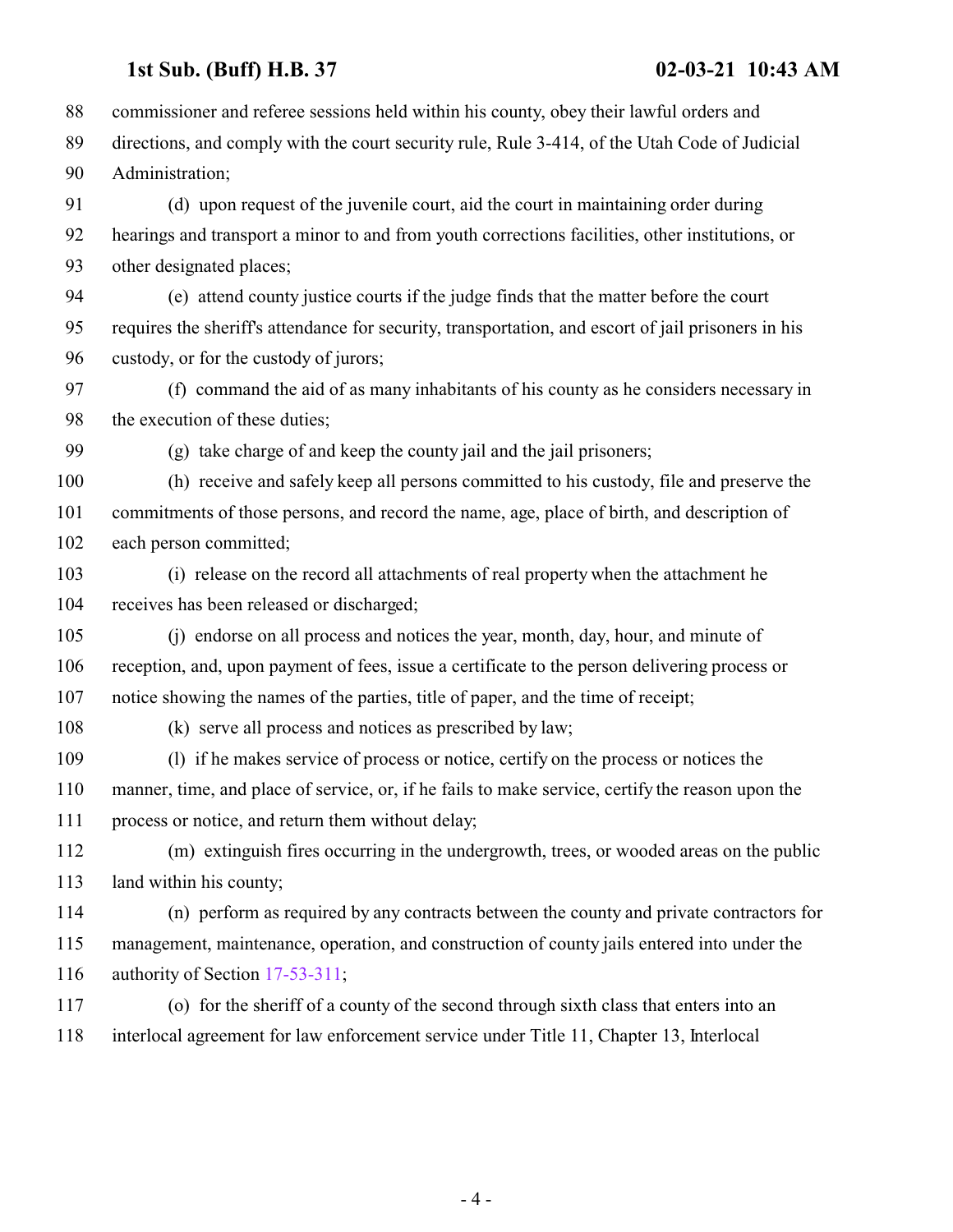commissioner and referee sessions held within his county, obey their lawful orders and directions, and comply with the court security rule, Rule 3-414, of the Utah Code of Judicial Administration;

(d) upon request of the juvenile court, aid the court in maintaining order during hearings and transport a minor to and from youth corrections facilities, other institutions, or other designated places;

(e) attend county justice courts if the judge finds that the matter before the court requires the sheriff's attendance for security, transportation, and escort of jail prisoners in his custody, or for the custody of jurors;

(f) command the aid of as many inhabitants of his county as he considers necessary in the execution of these duties;

(g) take charge of and keep the county jail and the jail prisoners;

(h) receive and safely keep all persons committed to his custody, file and preserve the commitments of those persons, and record the name, age, place of birth, and description of each person committed;

(i) release on the record all attachments of real property when the attachment he receives has been released or discharged;

(j) endorse on all process and notices the year, month, day, hour, and minute of reception, and, upon payment of fees, issue a certificate to the person delivering process or notice showing the names of the parties, title of paper, and the time of receipt;

(k) serve all process and notices as prescribed by law;

(l) if he makes service of process or notice, certify on the process or notices the manner, time, and place of service, or, if he fails to make service, certify the reason upon the process or notice, and return them without delay;

(m) extinguish fires occurring in the undergrowth, trees, or wooded areas on the public land within his county;

(n) perform as required by any contracts between the county and private contractors for management, maintenance, operation, and construction of county jails entered into under the authority of Section 17-53-311;

(o) for the sheriff of a county of the second through sixth class that enters into an interlocal agreement for law enforcement service under Title 11, Chapter 13, Interlocal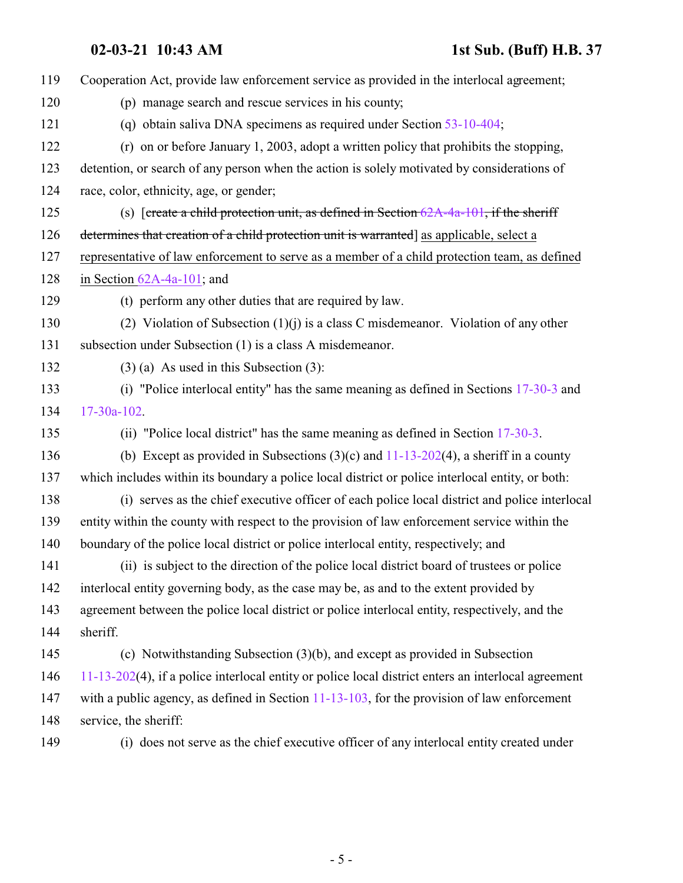Cooperation Act, provide law enforcement service as provided in the interlocal agreement;

(p) manage search and rescue services in his county;

(q) obtain saliva DNA specimens as required under Section 53-10-404;

(r) on or before January 1, 2003, adopt a written policy that prohibits the stopping, detention, or search of any person when the action is solely motivated by considerations of race, color, ethnicity, age, or gender;

(s) [~~create a child protection unit, as defined in Section 62A-4a-101, if the sheriff determines that creation of a child protection unit is warranted~~] as applicable, select a representative of law enforcement to serve as a member of a child protection team, as defined in Section 62A-4a-101; and

(t) perform any other duties that are required by law.

(2) Violation of Subsection (1)(j) is a class C misdemeanor. Violation of any other subsection under Subsection (1) is a class A misdemeanor.

(3) (a) As used in this Subsection (3):

(i) "Police interlocal entity" has the same meaning as defined in Sections 17-30-3 and 17-30a-102.

(ii) "Police local district" has the same meaning as defined in Section 17-30-3.

(b) Except as provided in Subsections (3)(c) and 11-13-202(4), a sheriff in a county which includes within its boundary a police local district or police interlocal entity, or both:

(i) serves as the chief executive officer of each police local district and police interlocal entity within the county with respect to the provision of law enforcement service within the boundary of the police local district or police interlocal entity, respectively; and

(ii) is subject to the direction of the police local district board of trustees or police interlocal entity governing body, as the case may be, as and to the extent provided by agreement between the police local district or police interlocal entity, respectively, and the sheriff.

(c) Notwithstanding Subsection (3)(b), and except as provided in Subsection 11-13-202(4), if a police interlocal entity or police local district enters an interlocal agreement with a public agency, as defined in Section 11-13-103, for the provision of law enforcement service, the sheriff:

(i) does not serve as the chief executive officer of any interlocal entity created under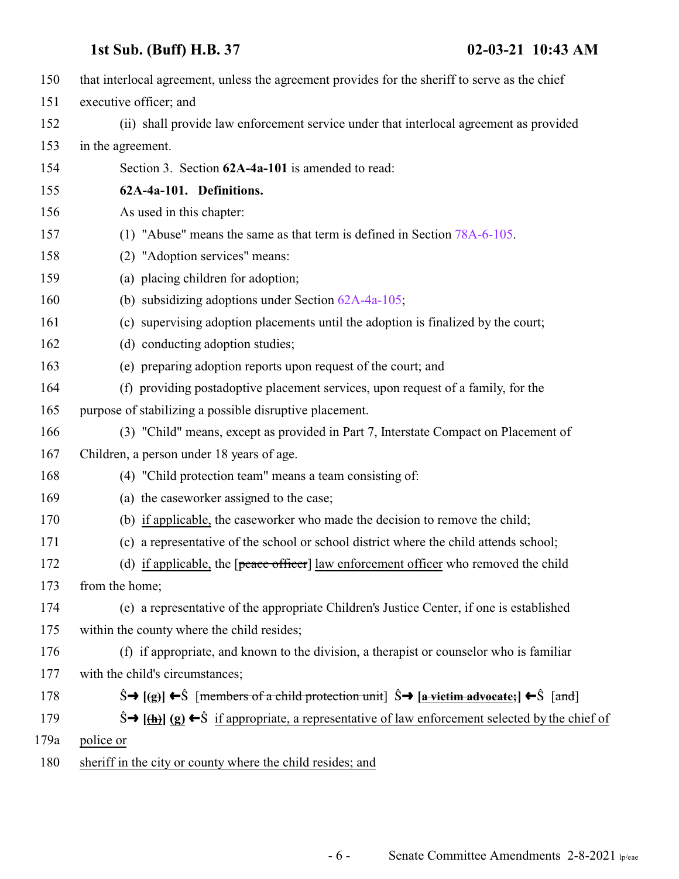150 that interlocal agreement, unless the agreement provides for the sheriff to serve as the chief
151 executive officer; and

152 (ii) shall provide law enforcement service under that interlocal agreement as provided
153 in the agreement.

154 Section 3. Section **62A-4a-101** is amended to read:

155 **62A-4a-101. Definitions.**

156 As used in this chapter:

157 (1) "Abuse" means the same as that term is defined in Section 78A-6-105.

158 (2) "Adoption services" means:

159 (a) placing children for adoption;

160 (b) subsidizing adoptions under Section 62A-4a-105;

161 (c) supervising adoption placements until the adoption is finalized by the court;

162 (d) conducting adoption studies;

163 (e) preparing adoption reports upon request of the court; and

164 (f) providing postadoptive placement services, upon request of a family, for the
165 purpose of stabilizing a possible disruptive placement.

166 (3) "Child" means, except as provided in Part 7, Interstate Compact on Placement of
167 Children, a person under 18 years of age.

168 (4) "Child protection team" means a team consisting of:

169 (a) the caseworker assigned to the case;

170 (b) if applicable, the caseworker who made the decision to remove the child;

171 (c) a representative of the school or school district where the child attends school;

172 (d) if applicable, the [~~peace officer~~] law enforcement officer who removed the child
173 from the home;

174 (e) a representative of the appropriate Children's Justice Center, if one is established
175 within the county where the child resides;

176 (f) if appropriate, and known to the division, a therapist or counselor who is familiar
177 with the child's circumstances;

178 Ŝ→ **[~~(g)~~]** ←Ŝ [~~members of a child protection unit~~] Ŝ→ **[~~a victim advocate;~~]** ←Ŝ [~~and~~]

179 Ŝ→ **[~~(h)~~] (g)** ←Ŝ if appropriate, a representative of law enforcement selected by the chief of
179a police or
180 sheriff in the city or county where the child resides; and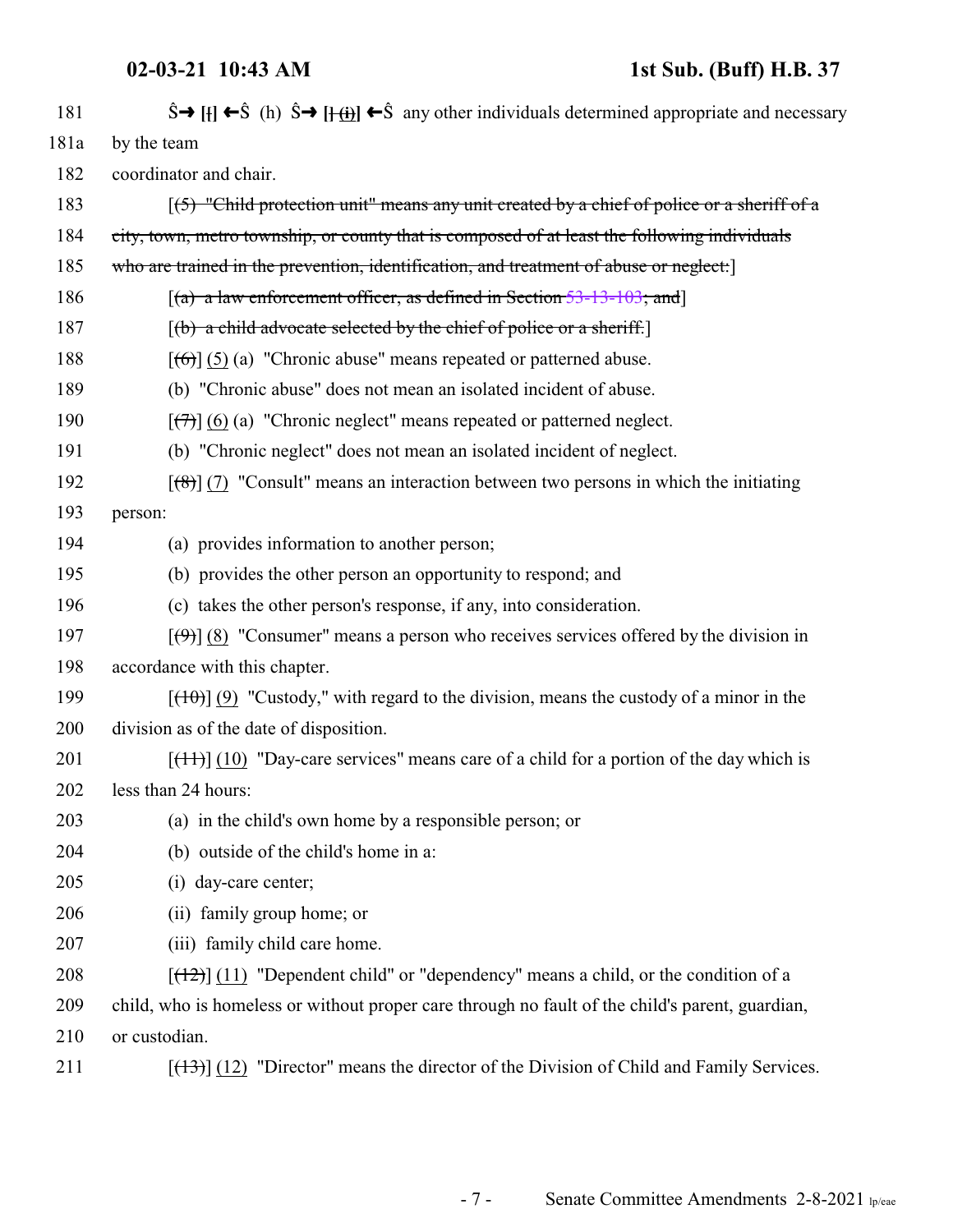181 Ŝ→ [[] ←Ŝ (h) Ŝ→ [] ~~(i)~~] ←Ŝ any other individuals determined appropriate and necessary

181a by the team

182 coordinator and chair.

183 [~~(5) "Child protection unit" means any unit created by a chief of police or a sheriff of a~~

184 ~~city, town, metro township, or county that is composed of at least the following individuals~~

185 ~~who are trained in the prevention, identification, and treatment of abuse or neglect:~~]

186 [~~(a) a law enforcement officer, as defined in Section 53-13-103; and~~]

187 [~~(b) a child advocate selected by the chief of police or a sheriff.~~]

188 [~~(6)~~] (5) (a) "Chronic abuse" means repeated or patterned abuse.

189 (b) "Chronic abuse" does not mean an isolated incident of abuse.

190 [~~(7)~~] (6) (a) "Chronic neglect" means repeated or patterned neglect.

191 (b) "Chronic neglect" does not mean an isolated incident of neglect.

192 [~~(8)~~] (7) "Consult" means an interaction between two persons in which the initiating

193 person:

194 (a) provides information to another person;

195 (b) provides the other person an opportunity to respond; and

196 (c) takes the other person's response, if any, into consideration.

197 [~~(9)~~] (8) "Consumer" means a person who receives services offered by the division in

198 accordance with this chapter.

199 [~~(10)~~] (9) "Custody," with regard to the division, means the custody of a minor in the

200 division as of the date of disposition.

201 [~~(11)~~] (10) "Day-care services" means care of a child for a portion of the day which is

202 less than 24 hours:

203 (a) in the child's own home by a responsible person; or

204 (b) outside of the child's home in a:

205 (i) day-care center;

206 (ii) family group home; or

207 (iii) family child care home.

208 [~~(12)~~] (11) "Dependent child" or "dependency" means a child, or the condition of a

209 child, who is homeless or without proper care through no fault of the child's parent, guardian,

210 or custodian.

211 [~~(13)~~] (12) "Director" means the director of the Division of Child and Family Services.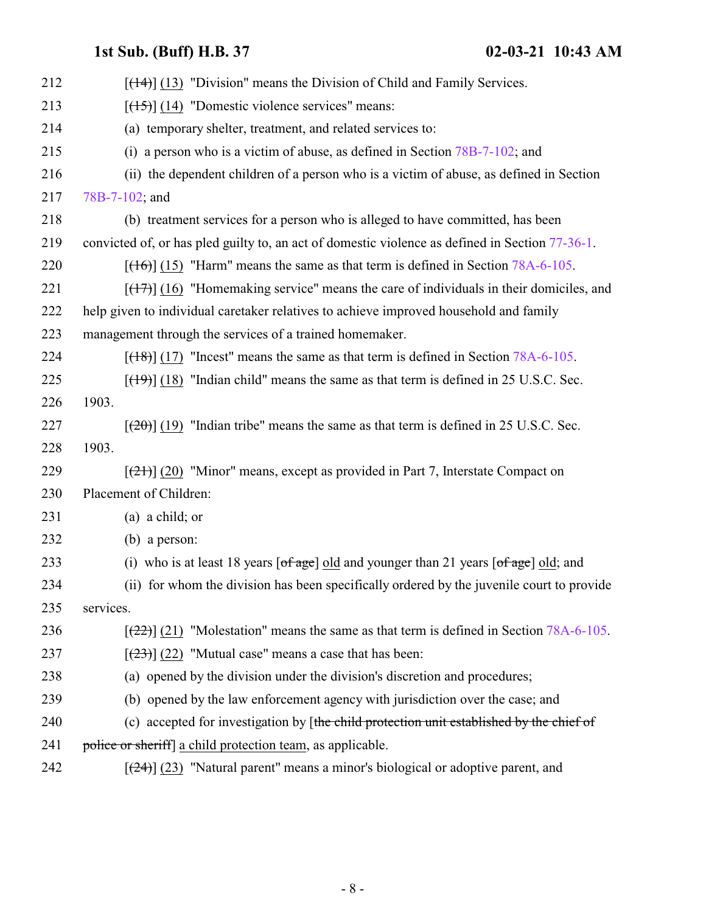[~~(14)~~] (13) "Division" means the Division of Child and Family Services.

[~~(15)~~] (14) "Domestic violence services" means:

(a) temporary shelter, treatment, and related services to:

(i) a person who is a victim of abuse, as defined in Section 78B-7-102; and

(ii) the dependent children of a person who is a victim of abuse, as defined in Section 78B-7-102; and

(b) treatment services for a person who is alleged to have committed, has been convicted of, or has pled guilty to, an act of domestic violence as defined in Section 77-36-1.

[~~(16)~~] (15) "Harm" means the same as that term is defined in Section 78A-6-105.

[~~(17)~~] (16) "Homemaking service" means the care of individuals in their domiciles, and help given to individual caretaker relatives to achieve improved household and family management through the services of a trained homemaker.

[~~(18)~~] (17) "Incest" means the same as that term is defined in Section 78A-6-105.

[~~(19)~~] (18) "Indian child" means the same as that term is defined in 25 U.S.C. Sec. 1903.

[~~(20)~~] (19) "Indian tribe" means the same as that term is defined in 25 U.S.C. Sec. 1903.

[~~(21)~~] (20) "Minor" means, except as provided in Part 7, Interstate Compact on Placement of Children:

(a) a child; or

(b) a person:

(i) who is at least 18 years [~~of age~~] old and younger than 21 years [~~of age~~] old; and

(ii) for whom the division has been specifically ordered by the juvenile court to provide services.

[~~(22)~~] (21) "Molestation" means the same as that term is defined in Section 78A-6-105.

[~~(23)~~] (22) "Mutual case" means a case that has been:

(a) opened by the division under the division's discretion and procedures;

(b) opened by the law enforcement agency with jurisdiction over the case; and

(c) accepted for investigation by [~~the child protection unit established by the chief of police or sheriff~~] a child protection team, as applicable.

[~~(24)~~] (23) "Natural parent" means a minor's biological or adoptive parent, and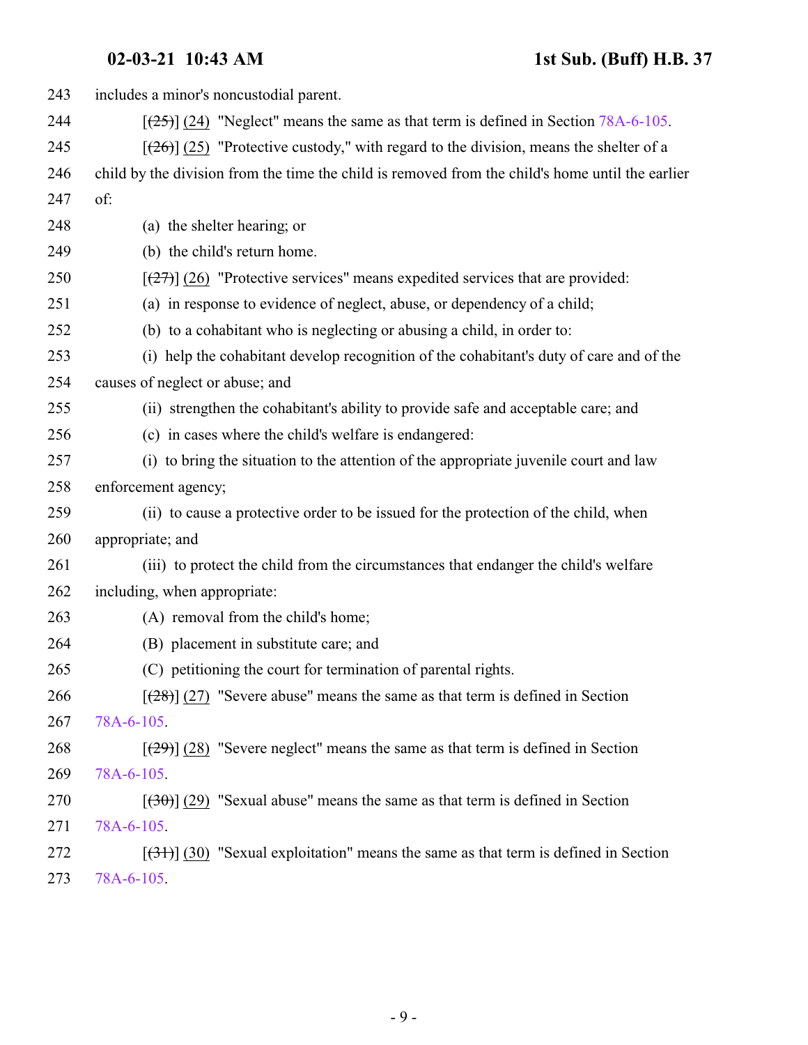243 includes a minor's noncustodial parent.

244 [~~(25)~~] (24) "Neglect" means the same as that term is defined in Section 78A-6-105.

245 [~~(26)~~] (25) "Protective custody," with regard to the division, means the shelter of a

246 child by the division from the time the child is removed from the child's home until the earlier

247 of:

248 (a) the shelter hearing; or

249 (b) the child's return home.

250 [~~(27)~~] (26) "Protective services" means expedited services that are provided:

251 (a) in response to evidence of neglect, abuse, or dependency of a child;

252 (b) to a cohabitant who is neglecting or abusing a child, in order to:

253 (i) help the cohabitant develop recognition of the cohabitant's duty of care and of the

254 causes of neglect or abuse; and

255 (ii) strengthen the cohabitant's ability to provide safe and acceptable care; and

256 (c) in cases where the child's welfare is endangered:

257 (i) to bring the situation to the attention of the appropriate juvenile court and law

258 enforcement agency;

259 (ii) to cause a protective order to be issued for the protection of the child, when

260 appropriate; and

261 (iii) to protect the child from the circumstances that endanger the child's welfare

262 including, when appropriate:

263 (A) removal from the child's home;

264 (B) placement in substitute care; and

265 (C) petitioning the court for termination of parental rights.

266 [~~(28)~~] (27) "Severe abuse" means the same as that term is defined in Section

267 78A-6-105.

268 [~~(29)~~] (28) "Severe neglect" means the same as that term is defined in Section

269 78A-6-105.

270 [~~(30)~~] (29) "Sexual abuse" means the same as that term is defined in Section

271 78A-6-105.

272 [~~(31)~~] (30) "Sexual exploitation" means the same as that term is defined in Section

273 78A-6-105.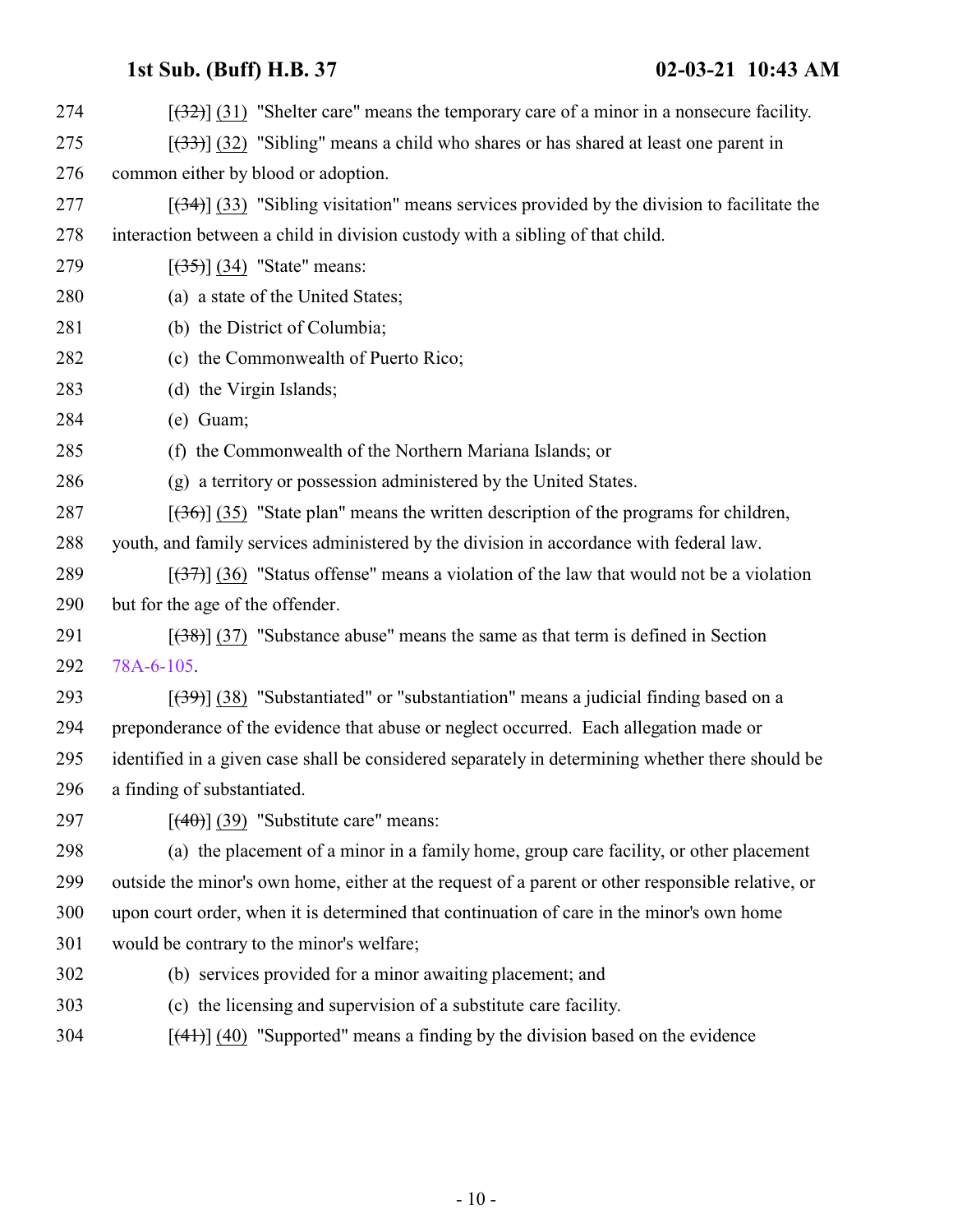274 [~~(32)~~] (31) "Shelter care" means the temporary care of a minor in a nonsecure facility.

275 [~~(33)~~] (32) "Sibling" means a child who shares or has shared at least one parent in

276 common either by blood or adoption.

277 [~~(34)~~] (33) "Sibling visitation" means services provided by the division to facilitate the

278 interaction between a child in division custody with a sibling of that child.

279 [~~(35)~~] (34) "State" means:

280 (a) a state of the United States;

281 (b) the District of Columbia;

282 (c) the Commonwealth of Puerto Rico;

283 (d) the Virgin Islands;

284 (e) Guam;

285 (f) the Commonwealth of the Northern Mariana Islands; or

286 (g) a territory or possession administered by the United States.

287 [~~(36)~~] (35) "State plan" means the written description of the programs for children,

288 youth, and family services administered by the division in accordance with federal law.

289 [~~(37)~~] (36) "Status offense" means a violation of the law that would not be a violation

290 but for the age of the offender.

291 [~~(38)~~] (37) "Substance abuse" means the same as that term is defined in Section

292 78A-6-105.

293 [~~(39)~~] (38) "Substantiated" or "substantiation" means a judicial finding based on a

294 preponderance of the evidence that abuse or neglect occurred. Each allegation made or

295 identified in a given case shall be considered separately in determining whether there should be

296 a finding of substantiated.

297 [~~(40)~~] (39) "Substitute care" means:

298 (a) the placement of a minor in a family home, group care facility, or other placement

299 outside the minor's own home, either at the request of a parent or other responsible relative, or

300 upon court order, when it is determined that continuation of care in the minor's own home

301 would be contrary to the minor's welfare;

302 (b) services provided for a minor awaiting placement; and

303 (c) the licensing and supervision of a substitute care facility.

304 [~~(41)~~] (40) "Supported" means a finding by the division based on the evidence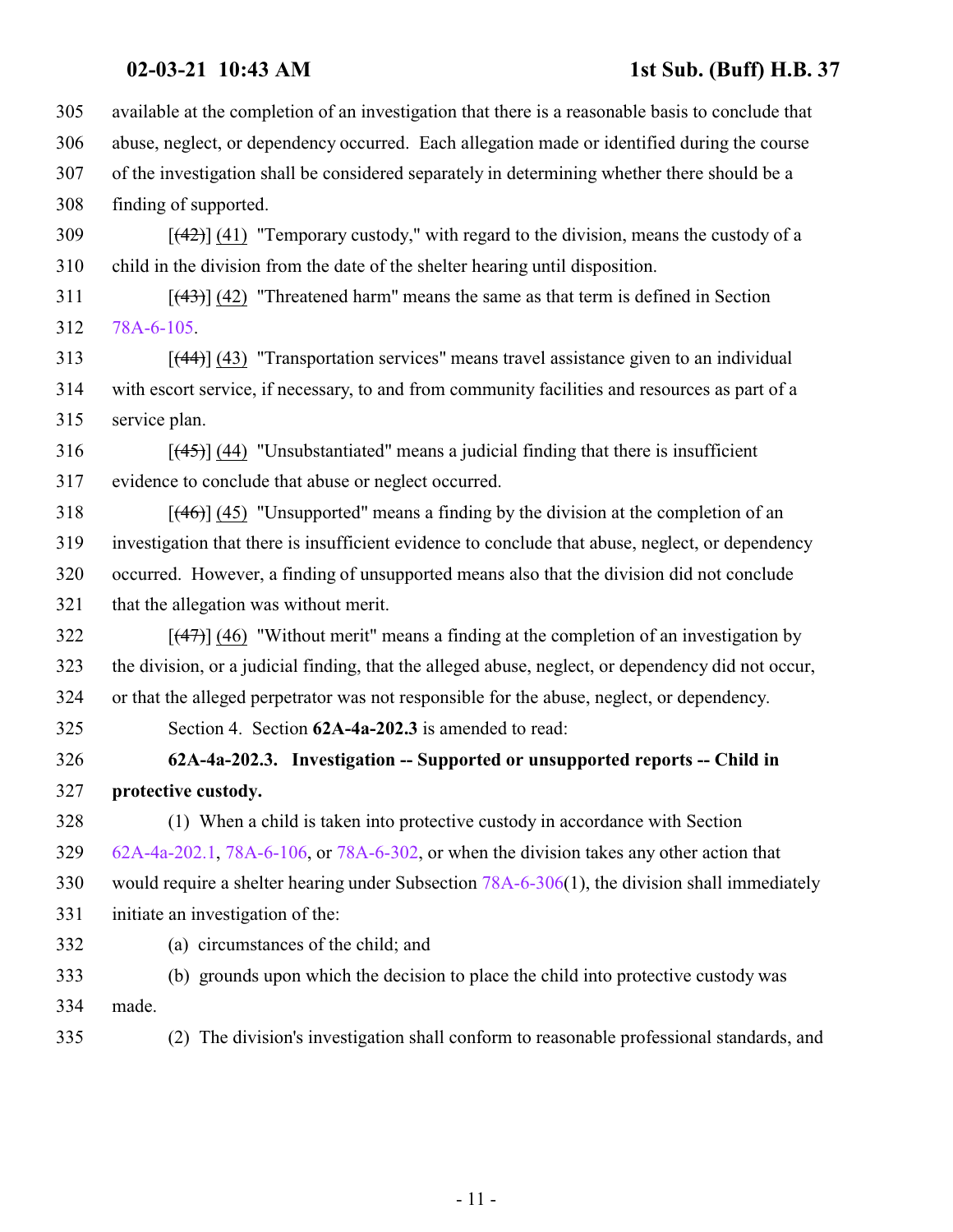available at the completion of an investigation that there is a reasonable basis to conclude that abuse, neglect, or dependency occurred. Each allegation made or identified during the course of the investigation shall be considered separately in determining whether there should be a finding of supported.

[~~(42)~~] (41) "Temporary custody," with regard to the division, means the custody of a child in the division from the date of the shelter hearing until disposition.

[~~(43)~~] (42) "Threatened harm" means the same as that term is defined in Section 78A-6-105.

[~~(44)~~] (43) "Transportation services" means travel assistance given to an individual with escort service, if necessary, to and from community facilities and resources as part of a service plan.

[~~(45)~~] (44) "Unsubstantiated" means a judicial finding that there is insufficient evidence to conclude that abuse or neglect occurred.

[~~(46)~~] (45) "Unsupported" means a finding by the division at the completion of an investigation that there is insufficient evidence to conclude that abuse, neglect, or dependency occurred. However, a finding of unsupported means also that the division did not conclude that the allegation was without merit.

[~~(47)~~] (46) "Without merit" means a finding at the completion of an investigation by the division, or a judicial finding, that the alleged abuse, neglect, or dependency did not occur, or that the alleged perpetrator was not responsible for the abuse, neglect, or dependency.

Section 4. Section **62A-4a-202.3** is amended to read:

**62A-4a-202.3. Investigation -- Supported or unsupported reports -- Child in protective custody.**

(1) When a child is taken into protective custody in accordance with Section 62A-4a-202.1, 78A-6-106, or 78A-6-302, or when the division takes any other action that would require a shelter hearing under Subsection 78A-6-306(1), the division shall immediately initiate an investigation of the:

(a) circumstances of the child; and

(b) grounds upon which the decision to place the child into protective custody was made.

(2) The division's investigation shall conform to reasonable professional standards, and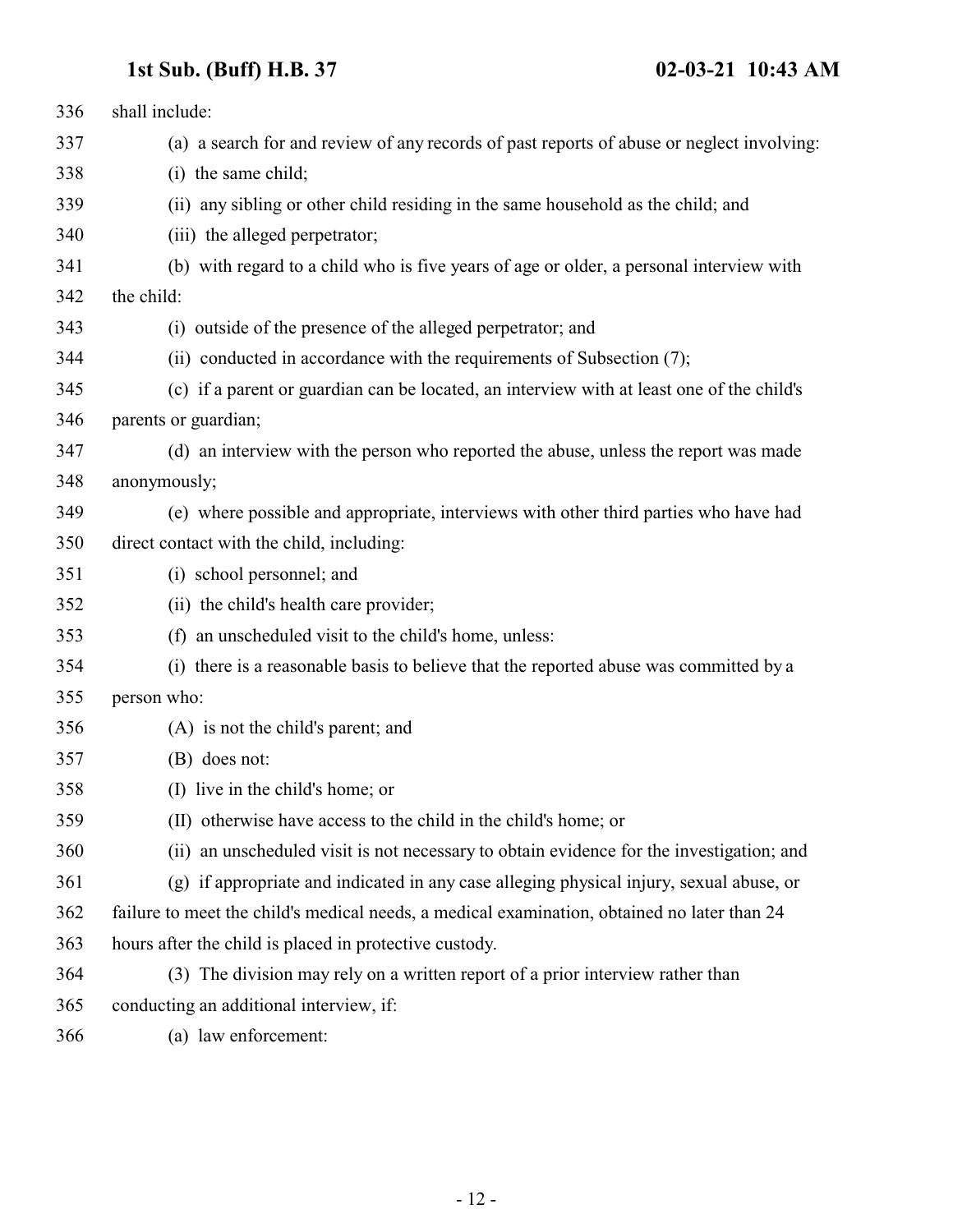shall include:

(a) a search for and review of any records of past reports of abuse or neglect involving:

(i) the same child;

(ii) any sibling or other child residing in the same household as the child; and

(iii) the alleged perpetrator;

(b) with regard to a child who is five years of age or older, a personal interview with the child:

(i) outside of the presence of the alleged perpetrator; and

(ii) conducted in accordance with the requirements of Subsection (7);

(c) if a parent or guardian can be located, an interview with at least one of the child's parents or guardian;

(d) an interview with the person who reported the abuse, unless the report was made anonymously;

(e) where possible and appropriate, interviews with other third parties who have had direct contact with the child, including:

(i) school personnel; and

(ii) the child's health care provider;

(f) an unscheduled visit to the child's home, unless:

(i) there is a reasonable basis to believe that the reported abuse was committed by a person who:

(A) is not the child's parent; and

(B) does not:

(I) live in the child's home; or

(II) otherwise have access to the child in the child's home; or

(ii) an unscheduled visit is not necessary to obtain evidence for the investigation; and

(g) if appropriate and indicated in any case alleging physical injury, sexual abuse, or failure to meet the child's medical needs, a medical examination, obtained no later than 24 hours after the child is placed in protective custody.

(3) The division may rely on a written report of a prior interview rather than conducting an additional interview, if:

(a) law enforcement: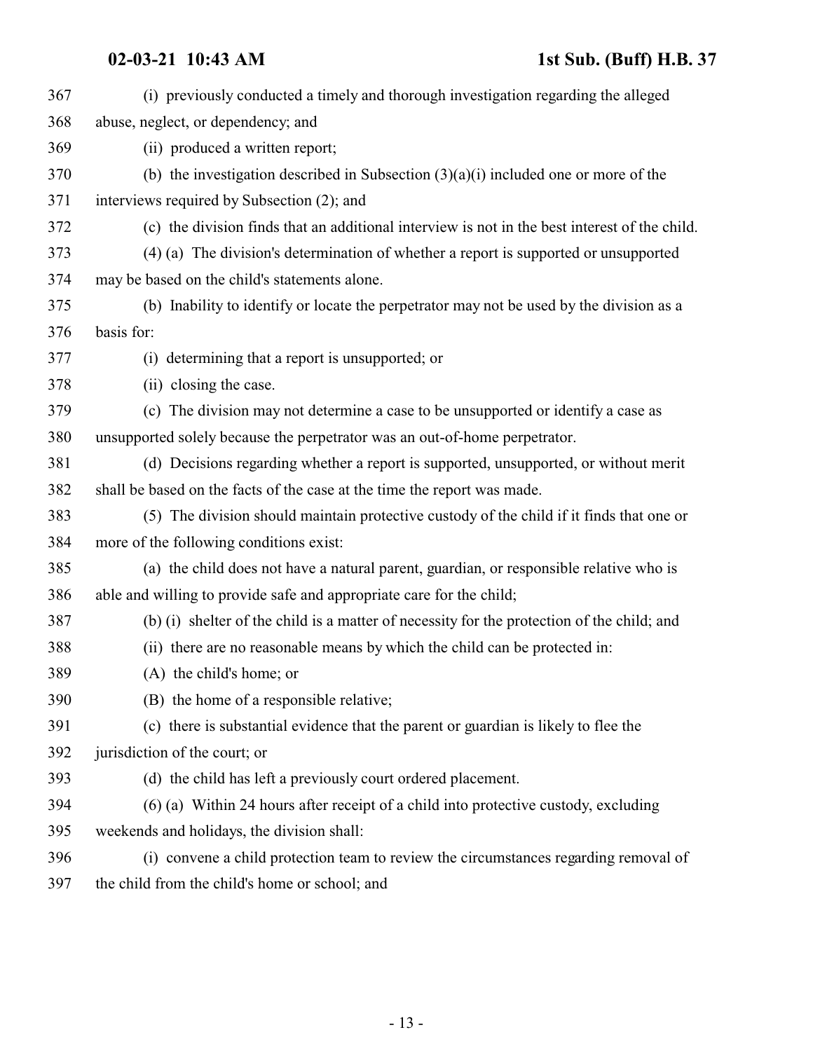(i) previously conducted a timely and thorough investigation regarding the alleged abuse, neglect, or dependency; and

(ii) produced a written report;

(b) the investigation described in Subsection (3)(a)(i) included one or more of the interviews required by Subsection (2); and

(c) the division finds that an additional interview is not in the best interest of the child.

(4) (a) The division's determination of whether a report is supported or unsupported may be based on the child's statements alone.

(b) Inability to identify or locate the perpetrator may not be used by the division as a basis for:

(i) determining that a report is unsupported; or

(ii) closing the case.

(c) The division may not determine a case to be unsupported or identify a case as unsupported solely because the perpetrator was an out-of-home perpetrator.

(d) Decisions regarding whether a report is supported, unsupported, or without merit shall be based on the facts of the case at the time the report was made.

(5) The division should maintain protective custody of the child if it finds that one or more of the following conditions exist:

(a) the child does not have a natural parent, guardian, or responsible relative who is able and willing to provide safe and appropriate care for the child;

(b) (i) shelter of the child is a matter of necessity for the protection of the child; and

(ii) there are no reasonable means by which the child can be protected in:

(A) the child's home; or

(B) the home of a responsible relative;

(c) there is substantial evidence that the parent or guardian is likely to flee the jurisdiction of the court; or

(d) the child has left a previously court ordered placement.

(6) (a) Within 24 hours after receipt of a child into protective custody, excluding weekends and holidays, the division shall:

(i) convene a child protection team to review the circumstances regarding removal of the child from the child's home or school; and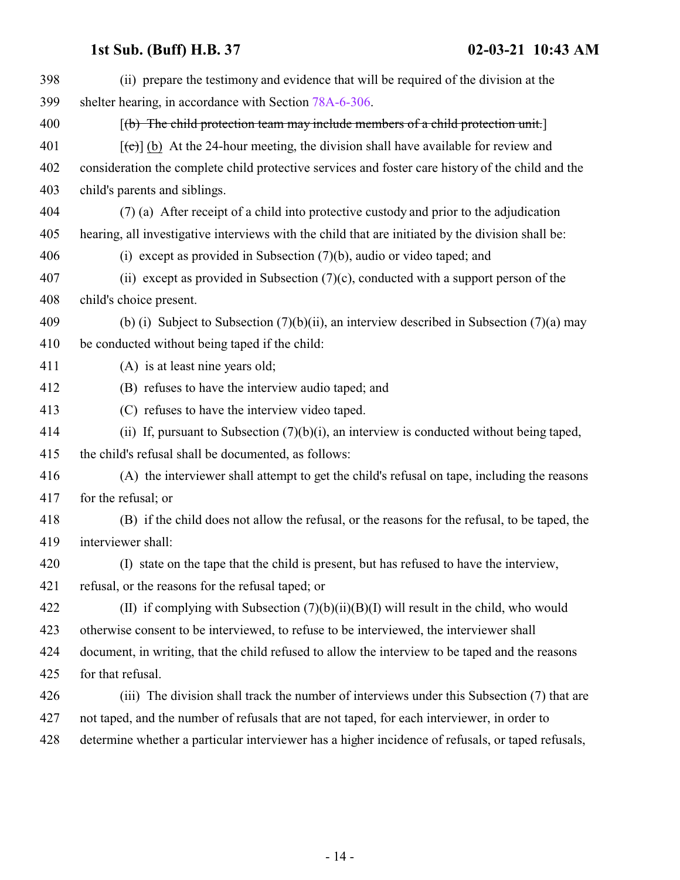(ii) prepare the testimony and evidence that will be required of the division at the shelter hearing, in accordance with Section 78A-6-306.

[~~(b) The child protection team may include members of a child protection unit.~~]

[~~(c)~~] (b) At the 24-hour meeting, the division shall have available for review and consideration the complete child protective services and foster care history of the child and the child's parents and siblings.

(7) (a) After receipt of a child into protective custody and prior to the adjudication hearing, all investigative interviews with the child that are initiated by the division shall be:

(i) except as provided in Subsection (7)(b), audio or video taped; and

(ii) except as provided in Subsection (7)(c), conducted with a support person of the child's choice present.

(b) (i) Subject to Subsection (7)(b)(ii), an interview described in Subsection (7)(a) may be conducted without being taped if the child:

(A) is at least nine years old;

(B) refuses to have the interview audio taped; and

(C) refuses to have the interview video taped.

(ii) If, pursuant to Subsection (7)(b)(i), an interview is conducted without being taped, the child's refusal shall be documented, as follows:

(A) the interviewer shall attempt to get the child's refusal on tape, including the reasons for the refusal; or

(B) if the child does not allow the refusal, or the reasons for the refusal, to be taped, the interviewer shall:

(I) state on the tape that the child is present, but has refused to have the interview, refusal, or the reasons for the refusal taped; or

(II) if complying with Subsection (7)(b)(ii)(B)(I) will result in the child, who would otherwise consent to be interviewed, to refuse to be interviewed, the interviewer shall document, in writing, that the child refused to allow the interview to be taped and the reasons for that refusal.

(iii) The division shall track the number of interviews under this Subsection (7) that are not taped, and the number of refusals that are not taped, for each interviewer, in order to determine whether a particular interviewer has a higher incidence of refusals, or taped refusals,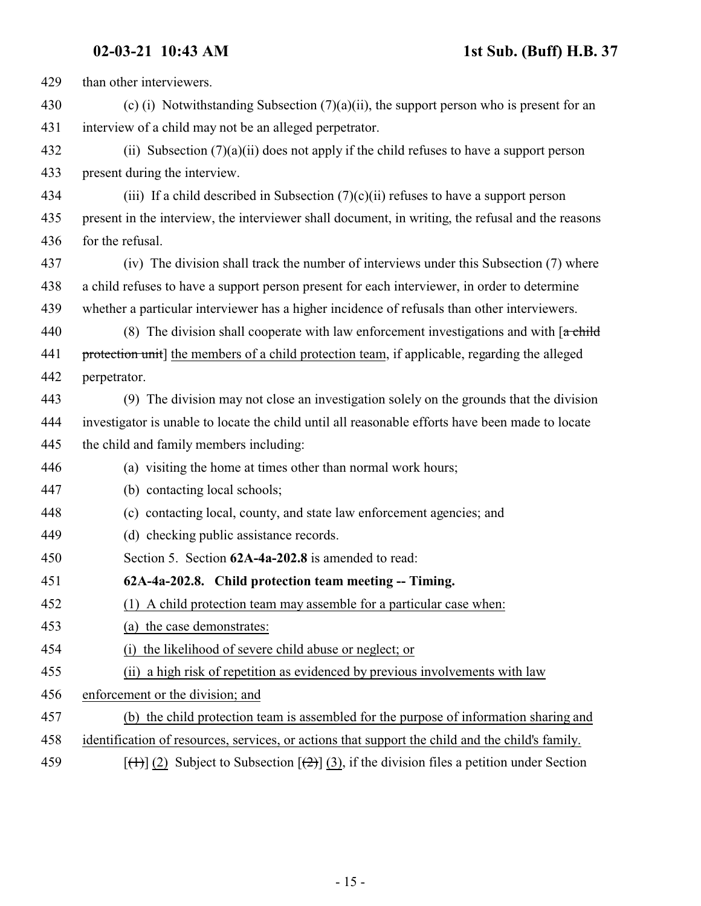than other interviewers.

(c) (i) Notwithstanding Subsection (7)(a)(ii), the support person who is present for an interview of a child may not be an alleged perpetrator.

(ii) Subsection (7)(a)(ii) does not apply if the child refuses to have a support person present during the interview.

(iii) If a child described in Subsection (7)(c)(ii) refuses to have a support person present in the interview, the interviewer shall document, in writing, the refusal and the reasons for the refusal.

(iv) The division shall track the number of interviews under this Subsection (7) where a child refuses to have a support person present for each interviewer, in order to determine whether a particular interviewer has a higher incidence of refusals than other interviewers.

(8) The division shall cooperate with law enforcement investigations and with [~~a child protection unit~~] <u>the members of a child protection team</u>, if applicable, regarding the alleged perpetrator.

(9) The division may not close an investigation solely on the grounds that the division investigator is unable to locate the child until all reasonable efforts have been made to locate the child and family members including:

(a) visiting the home at times other than normal work hours;

(b) contacting local schools;

(c) contacting local, county, and state law enforcement agencies; and

(d) checking public assistance records.

Section 5. Section **62A-4a-202.8** is amended to read:

**62A-4a-202.8. Child protection team meeting -- Timing.**

<u>(1) A child protection team may assemble for a particular case when:</u>

<u>(a) the case demonstrates:</u>

<u>(i) the likelihood of severe child abuse or neglect; or</u>

<u>(ii) a high risk of repetition as evidenced by previous involvements with law enforcement or the division; and</u>

<u>(b) the child protection team is assembled for the purpose of information sharing and identification of resources, services, or actions that support the child and the child's family.</u>

[~~(1)~~] <u>(2)</u> Subject to Subsection [~~(2)~~] <u>(3)</u>, if the division files a petition under Section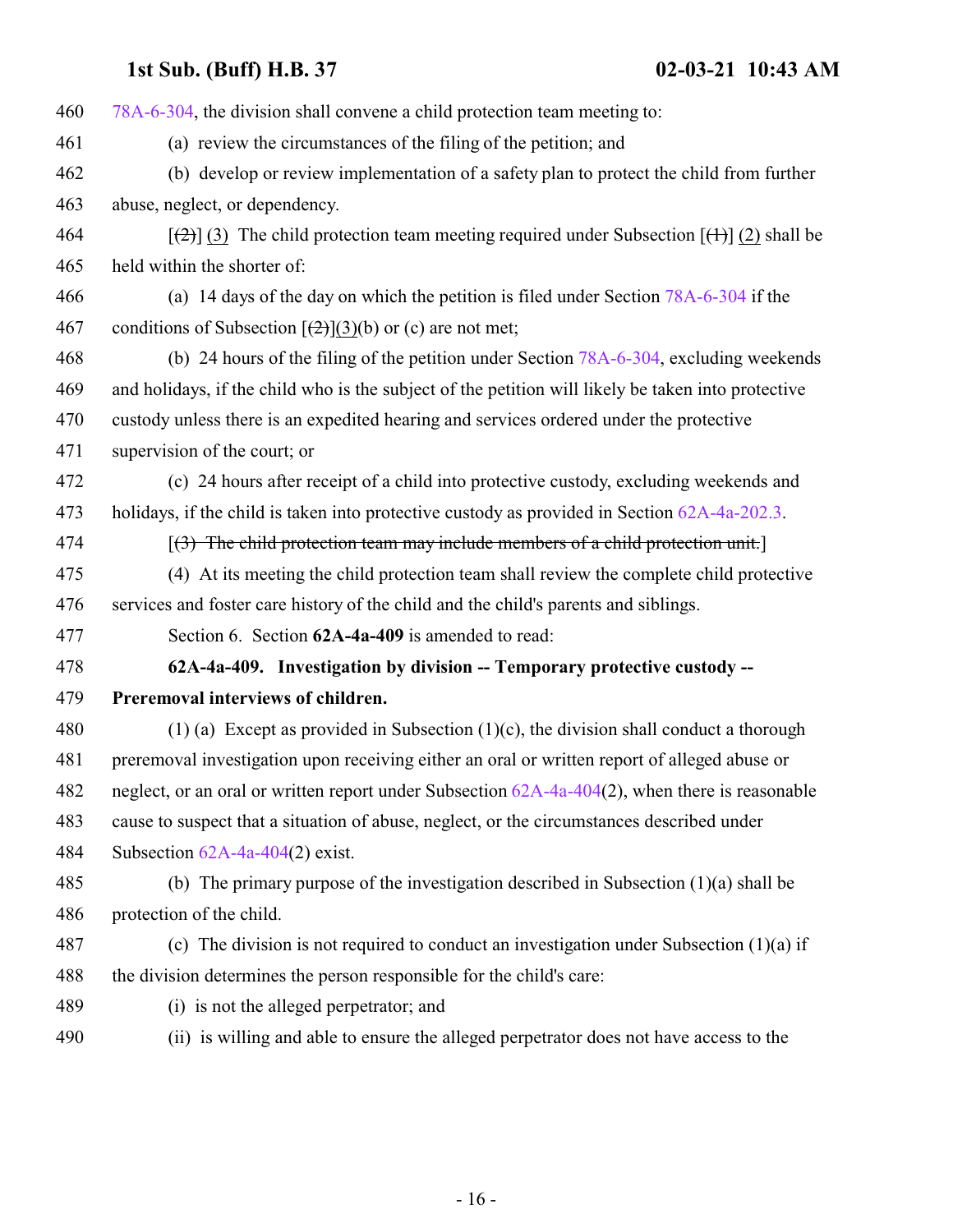78A-6-304, the division shall convene a child protection team meeting to:

(a) review the circumstances of the filing of the petition; and

(b) develop or review implementation of a safety plan to protect the child from further abuse, neglect, or dependency.

[~~(2)~~] (3) The child protection team meeting required under Subsection [~~(1)~~] (2) shall be held within the shorter of:

(a) 14 days of the day on which the petition is filed under Section 78A-6-304 if the conditions of Subsection [~~(2)~~](3)(b) or (c) are not met;

(b) 24 hours of the filing of the petition under Section 78A-6-304, excluding weekends and holidays, if the child who is the subject of the petition will likely be taken into protective custody unless there is an expedited hearing and services ordered under the protective supervision of the court; or

(c) 24 hours after receipt of a child into protective custody, excluding weekends and holidays, if the child is taken into protective custody as provided in Section 62A-4a-202.3.

[~~(3) The child protection team may include members of a child protection unit.~~]

(4) At its meeting the child protection team shall review the complete child protective services and foster care history of the child and the child's parents and siblings.

Section 6. Section **62A-4a-409** is amended to read:

**62A-4a-409. Investigation by division -- Temporary protective custody -- Preremoval interviews of children.**

(1) (a) Except as provided in Subsection (1)(c), the division shall conduct a thorough preremoval investigation upon receiving either an oral or written report of alleged abuse or neglect, or an oral or written report under Subsection 62A-4a-404(2), when there is reasonable cause to suspect that a situation of abuse, neglect, or the circumstances described under Subsection 62A-4a-404(2) exist.

(b) The primary purpose of the investigation described in Subsection (1)(a) shall be protection of the child.

(c) The division is not required to conduct an investigation under Subsection (1)(a) if the division determines the person responsible for the child's care:

(i) is not the alleged perpetrator; and

(ii) is willing and able to ensure the alleged perpetrator does not have access to the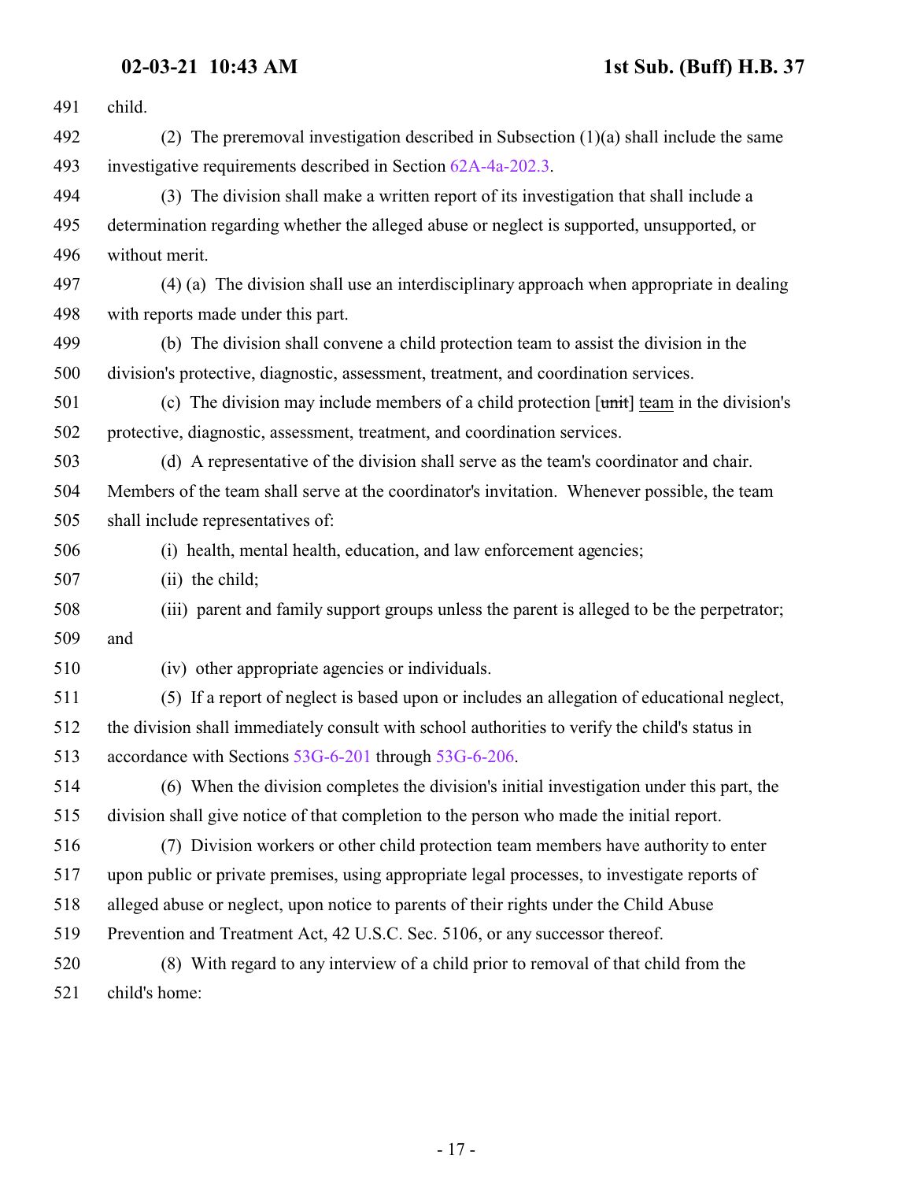child.

(2) The preremoval investigation described in Subsection (1)(a) shall include the same investigative requirements described in Section 62A-4a-202.3.

(3) The division shall make a written report of its investigation that shall include a determination regarding whether the alleged abuse or neglect is supported, unsupported, or without merit.

(4) (a) The division shall use an interdisciplinary approach when appropriate in dealing with reports made under this part.

(b) The division shall convene a child protection team to assist the division in the division's protective, diagnostic, assessment, treatment, and coordination services.

(c) The division may include members of a child protection [~~unit~~] team in the division's protective, diagnostic, assessment, treatment, and coordination services.

(d) A representative of the division shall serve as the team's coordinator and chair. Members of the team shall serve at the coordinator's invitation. Whenever possible, the team shall include representatives of:

(i) health, mental health, education, and law enforcement agencies;

(ii) the child;

(iii) parent and family support groups unless the parent is alleged to be the perpetrator; and

(iv) other appropriate agencies or individuals.

(5) If a report of neglect is based upon or includes an allegation of educational neglect, the division shall immediately consult with school authorities to verify the child's status in accordance with Sections 53G-6-201 through 53G-6-206.

(6) When the division completes the division's initial investigation under this part, the division shall give notice of that completion to the person who made the initial report.

(7) Division workers or other child protection team members have authority to enter upon public or private premises, using appropriate legal processes, to investigate reports of alleged abuse or neglect, upon notice to parents of their rights under the Child Abuse Prevention and Treatment Act, 42 U.S.C. Sec. 5106, or any successor thereof.

(8) With regard to any interview of a child prior to removal of that child from the child's home: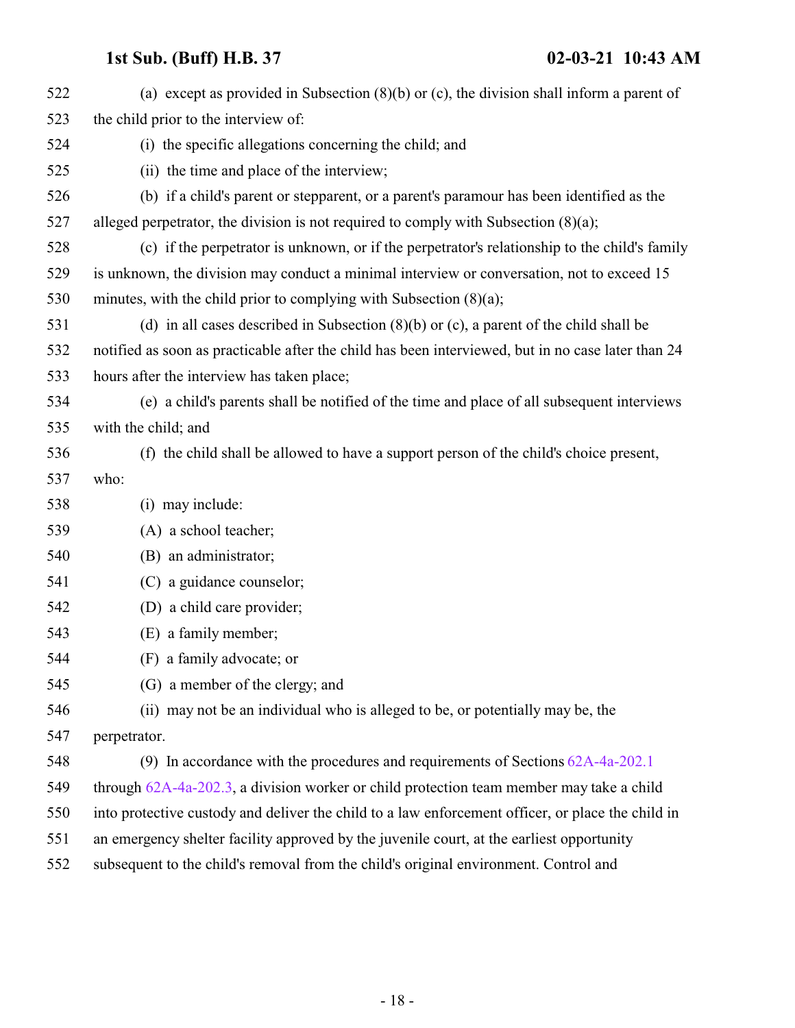(a) except as provided in Subsection (8)(b) or (c), the division shall inform a parent of the child prior to the interview of:

(i) the specific allegations concerning the child; and

(ii) the time and place of the interview;

(b) if a child's parent or stepparent, or a parent's paramour has been identified as the alleged perpetrator, the division is not required to comply with Subsection (8)(a);

(c) if the perpetrator is unknown, or if the perpetrator's relationship to the child's family is unknown, the division may conduct a minimal interview or conversation, not to exceed 15 minutes, with the child prior to complying with Subsection (8)(a);

(d) in all cases described in Subsection (8)(b) or (c), a parent of the child shall be notified as soon as practicable after the child has been interviewed, but in no case later than 24 hours after the interview has taken place;

(e) a child's parents shall be notified of the time and place of all subsequent interviews with the child; and

(f) the child shall be allowed to have a support person of the child's choice present, who:

(i) may include:

(A) a school teacher;

(B) an administrator;

(C) a guidance counselor;

(D) a child care provider;

(E) a family member;

(F) a family advocate; or

(G) a member of the clergy; and

(ii) may not be an individual who is alleged to be, or potentially may be, the perpetrator.

(9) In accordance with the procedures and requirements of Sections 62A-4a-202.1 through 62A-4a-202.3, a division worker or child protection team member may take a child into protective custody and deliver the child to a law enforcement officer, or place the child in an emergency shelter facility approved by the juvenile court, at the earliest opportunity subsequent to the child's removal from the child's original environment. Control and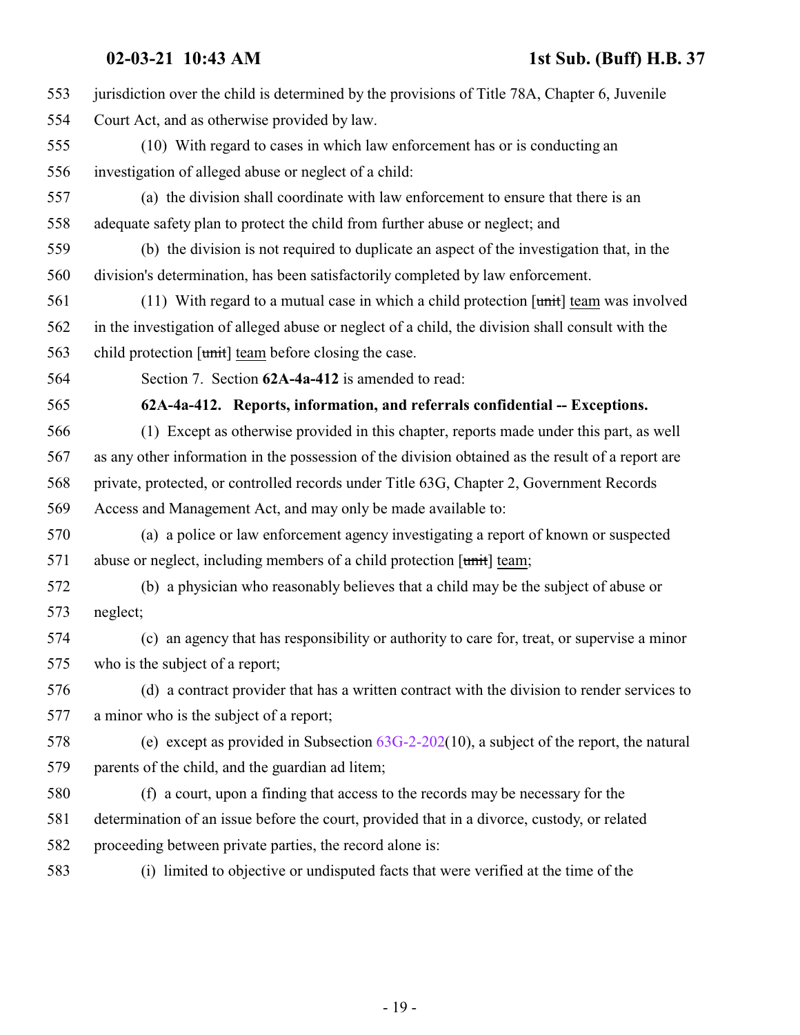jurisdiction over the child is determined by the provisions of Title 78A, Chapter 6, Juvenile Court Act, and as otherwise provided by law.

(10) With regard to cases in which law enforcement has or is conducting an investigation of alleged abuse or neglect of a child:

(a) the division shall coordinate with law enforcement to ensure that there is an adequate safety plan to protect the child from further abuse or neglect; and

(b) the division is not required to duplicate an aspect of the investigation that, in the division's determination, has been satisfactorily completed by law enforcement.

(11) With regard to a mutual case in which a child protection [~~unit~~] team was involved in the investigation of alleged abuse or neglect of a child, the division shall consult with the child protection [~~unit~~] team before closing the case.

Section 7. Section **62A-4a-412** is amended to read:

**62A-4a-412. Reports, information, and referrals confidential -- Exceptions.**

(1) Except as otherwise provided in this chapter, reports made under this part, as well as any other information in the possession of the division obtained as the result of a report are private, protected, or controlled records under Title 63G, Chapter 2, Government Records Access and Management Act, and may only be made available to:

(a) a police or law enforcement agency investigating a report of known or suspected abuse or neglect, including members of a child protection [~~unit~~] team;

(b) a physician who reasonably believes that a child may be the subject of abuse or neglect;

(c) an agency that has responsibility or authority to care for, treat, or supervise a minor who is the subject of a report;

(d) a contract provider that has a written contract with the division to render services to a minor who is the subject of a report;

(e) except as provided in Subsection 63G-2-202(10), a subject of the report, the natural parents of the child, and the guardian ad litem;

(f) a court, upon a finding that access to the records may be necessary for the determination of an issue before the court, provided that in a divorce, custody, or related proceeding between private parties, the record alone is:

(i) limited to objective or undisputed facts that were verified at the time of the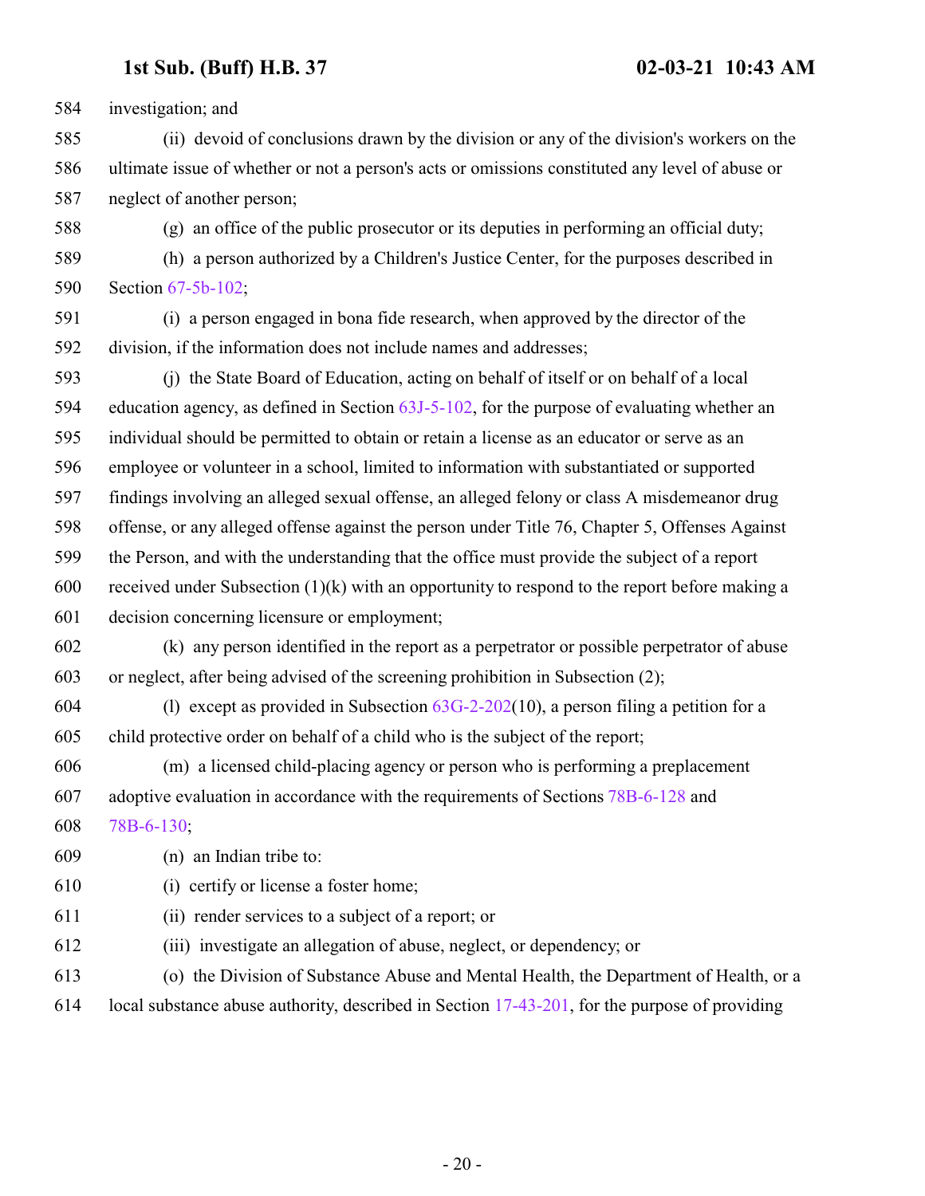investigation; and

(ii) devoid of conclusions drawn by the division or any of the division's workers on the ultimate issue of whether or not a person's acts or omissions constituted any level of abuse or neglect of another person;

(g) an office of the public prosecutor or its deputies in performing an official duty;

(h) a person authorized by a Children's Justice Center, for the purposes described in Section 67-5b-102;

(i) a person engaged in bona fide research, when approved by the director of the division, if the information does not include names and addresses;

(j) the State Board of Education, acting on behalf of itself or on behalf of a local education agency, as defined in Section 63J-5-102, for the purpose of evaluating whether an individual should be permitted to obtain or retain a license as an educator or serve as an employee or volunteer in a school, limited to information with substantiated or supported findings involving an alleged sexual offense, an alleged felony or class A misdemeanor drug offense, or any alleged offense against the person under Title 76, Chapter 5, Offenses Against the Person, and with the understanding that the office must provide the subject of a report received under Subsection (1)(k) with an opportunity to respond to the report before making a decision concerning licensure or employment;

(k) any person identified in the report as a perpetrator or possible perpetrator of abuse or neglect, after being advised of the screening prohibition in Subsection (2);

(l) except as provided in Subsection 63G-2-202(10), a person filing a petition for a child protective order on behalf of a child who is the subject of the report;

(m) a licensed child-placing agency or person who is performing a preplacement adoptive evaluation in accordance with the requirements of Sections 78B-6-128 and 78B-6-130;

(n) an Indian tribe to:

(i) certify or license a foster home;

(ii) render services to a subject of a report; or

(iii) investigate an allegation of abuse, neglect, or dependency; or

(o) the Division of Substance Abuse and Mental Health, the Department of Health, or a local substance abuse authority, described in Section 17-43-201, for the purpose of providing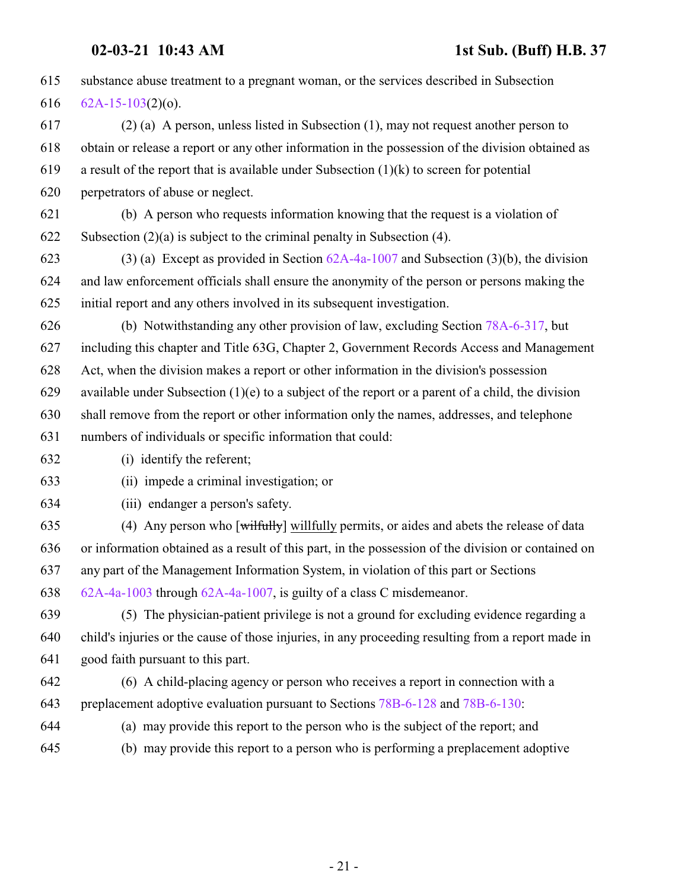substance abuse treatment to a pregnant woman, or the services described in Subsection 62A-15-103(2)(o).

(2) (a) A person, unless listed in Subsection (1), may not request another person to obtain or release a report or any other information in the possession of the division obtained as a result of the report that is available under Subsection (1)(k) to screen for potential perpetrators of abuse or neglect.

(b) A person who requests information knowing that the request is a violation of Subsection (2)(a) is subject to the criminal penalty in Subsection (4).

(3) (a) Except as provided in Section 62A-4a-1007 and Subsection (3)(b), the division and law enforcement officials shall ensure the anonymity of the person or persons making the initial report and any others involved in its subsequent investigation.

(b) Notwithstanding any other provision of law, excluding Section 78A-6-317, but including this chapter and Title 63G, Chapter 2, Government Records Access and Management Act, when the division makes a report or other information in the division's possession available under Subsection (1)(e) to a subject of the report or a parent of a child, the division shall remove from the report or other information only the names, addresses, and telephone numbers of individuals or specific information that could:

(i) identify the referent;

(ii) impede a criminal investigation; or

(iii) endanger a person's safety.

(4) Any person who [~~wilfully~~] willfully permits, or aides and abets the release of data or information obtained as a result of this part, in the possession of the division or contained on any part of the Management Information System, in violation of this part or Sections 62A-4a-1003 through 62A-4a-1007, is guilty of a class C misdemeanor.

(5) The physician-patient privilege is not a ground for excluding evidence regarding a child's injuries or the cause of those injuries, in any proceeding resulting from a report made in good faith pursuant to this part.

(6) A child-placing agency or person who receives a report in connection with a preplacement adoptive evaluation pursuant to Sections 78B-6-128 and 78B-6-130:

(a) may provide this report to the person who is the subject of the report; and

(b) may provide this report to a person who is performing a preplacement adoptive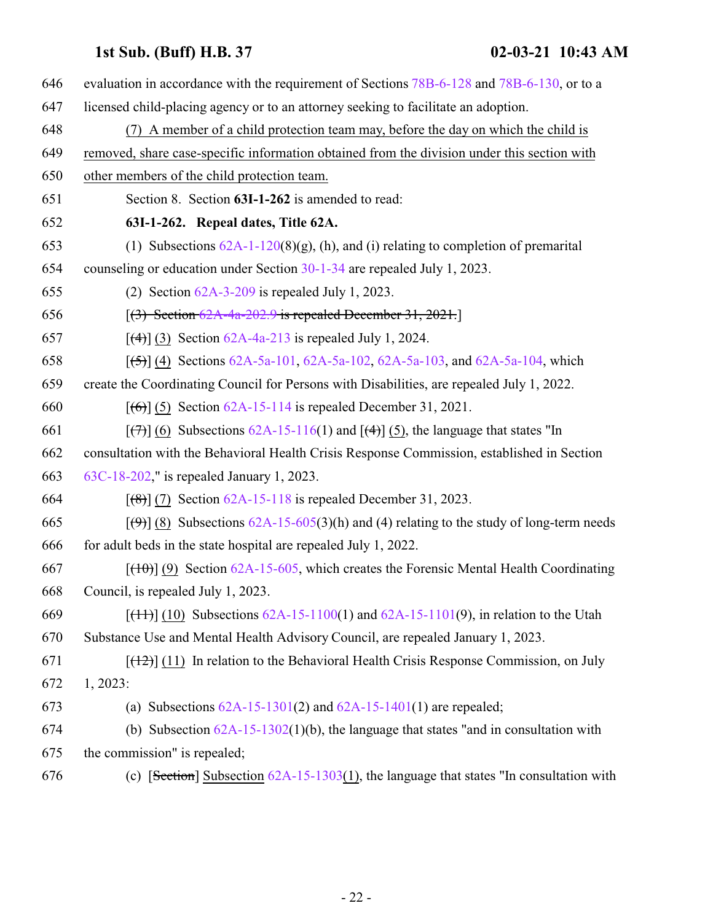646 evaluation in accordance with the requirement of Sections 78B-6-128 and 78B-6-130, or to a

647 licensed child-placing agency or to an attorney seeking to facilitate an adoption.

648 (7) A member of a child protection team may, before the day on which the child is

649 removed, share case-specific information obtained from the division under this section with

650 other members of the child protection team.

651 Section 8. Section **63I-1-262** is amended to read:

652 **63I-1-262. Repeal dates, Title 62A.**

653 (1) Subsections 62A-1-120(8)(g), (h), and (i) relating to completion of premarital

654 counseling or education under Section 30-1-34 are repealed July 1, 2023.

655 (2) Section 62A-3-209 is repealed July 1, 2023.

656 [~~(3) Section 62A-4a-202.9 is repealed December 31, 2021.~~]

657 [~~(4)~~] (3) Section 62A-4a-213 is repealed July 1, 2024.

658 [~~(5)~~] (4) Sections 62A-5a-101, 62A-5a-102, 62A-5a-103, and 62A-5a-104, which

659 create the Coordinating Council for Persons with Disabilities, are repealed July 1, 2022.

660 [~~(6)~~] (5) Section 62A-15-114 is repealed December 31, 2021.

661 [~~(7)~~] (6) Subsections 62A-15-116(1) and [~~(4)~~] (5), the language that states "In

662 consultation with the Behavioral Health Crisis Response Commission, established in Section

663 63C-18-202," is repealed January 1, 2023.

664 [~~(8)~~] (7) Section 62A-15-118 is repealed December 31, 2023.

665 [~~(9)~~] (8) Subsections 62A-15-605(3)(h) and (4) relating to the study of long-term needs

666 for adult beds in the state hospital are repealed July 1, 2022.

667 [~~(10)~~] (9) Section 62A-15-605, which creates the Forensic Mental Health Coordinating

668 Council, is repealed July 1, 2023.

669 [~~(11)~~] (10) Subsections 62A-15-1100(1) and 62A-15-1101(9), in relation to the Utah

670 Substance Use and Mental Health Advisory Council, are repealed January 1, 2023.

671 [~~(12)~~] (11) In relation to the Behavioral Health Crisis Response Commission, on July

672 1, 2023:

673 (a) Subsections 62A-15-1301(2) and 62A-15-1401(1) are repealed;

674 (b) Subsection 62A-15-1302(1)(b), the language that states "and in consultation with

675 the commission" is repealed;

676 (c) [~~Section~~] Subsection 62A-15-1303(1), the language that states "In consultation with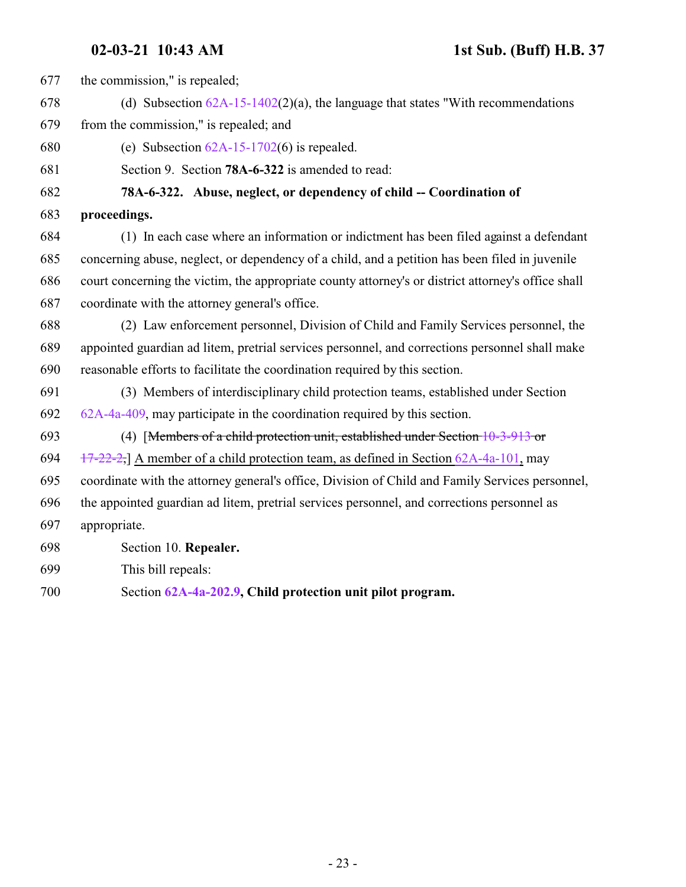the commission," is repealed;

(d) Subsection 62A-15-1402(2)(a), the language that states "With recommendations from the commission," is repealed; and

(e) Subsection 62A-15-1702(6) is repealed.

Section 9. Section **78A-6-322** is amended to read:

**78A-6-322. Abuse, neglect, or dependency of child -- Coordination of proceedings.**

(1) In each case where an information or indictment has been filed against a defendant concerning abuse, neglect, or dependency of a child, and a petition has been filed in juvenile court concerning the victim, the appropriate county attorney's or district attorney's office shall coordinate with the attorney general's office.

(2) Law enforcement personnel, Division of Child and Family Services personnel, the appointed guardian ad litem, pretrial services personnel, and corrections personnel shall make reasonable efforts to facilitate the coordination required by this section.

(3) Members of interdisciplinary child protection teams, established under Section 62A-4a-409, may participate in the coordination required by this section.

(4) [~~Members of a child protection unit, established under Section 10-3-913 or 17-22-2,~~] <u>A member of a child protection team, as defined in Section 62A-4a-101,</u> may coordinate with the attorney general's office, Division of Child and Family Services personnel, the appointed guardian ad litem, pretrial services personnel, and corrections personnel as appropriate.

Section 10. **Repealer.**

This bill repeals:

Section **62A-4a-202.9, Child protection unit pilot program.**